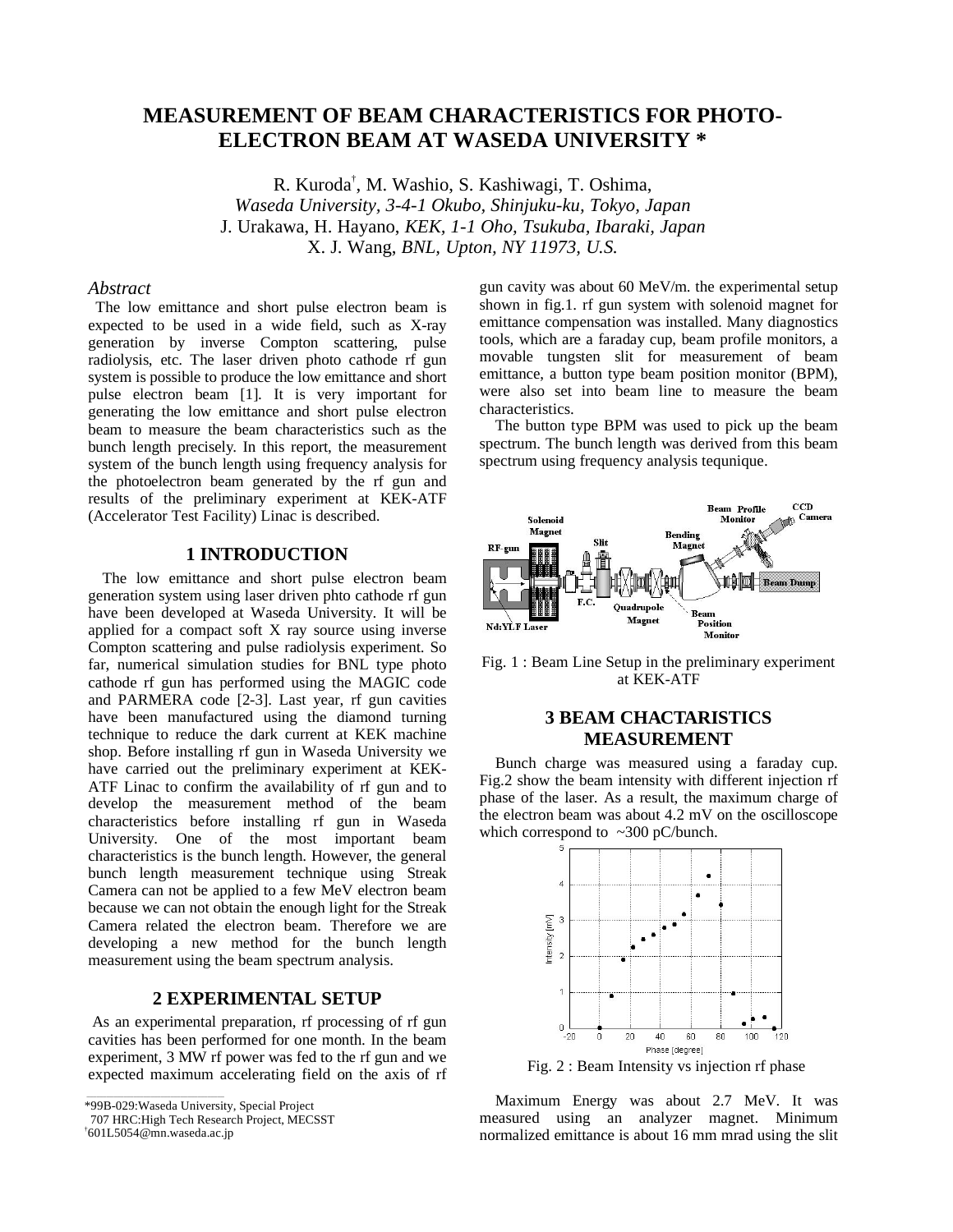# MEASUREMENT OF BEAM CHARACTERISTICS FOR PHOTO-ELECTRON BEAM AT WASEDA UNIVERSITY *

R. Kuroda[†], M. Washio, S. Kashiwagi, T. Oshima,
*Waseda University, 3-4-1 Okubo, Shinjuku-ku, Tokyo, Japan*
J. Urakawa, H. Hayano, *KEK, 1-1 Oho, Tsukuba, Ibaraki, Japan*
X. J. Wang, *BNL, Upton, NY 11973, U.S.*

### *Abstract*

The low emittance and short pulse electron beam is expected to be used in a wide field, such as X-ray generation by inverse Compton scattering, pulse radiolysis, etc. The laser driven photo cathode rf gun system is possible to produce the low emittance and short pulse electron beam [1]. It is very important for generating the low emittance and short pulse electron beam to measure the beam characteristics such as the bunch length precisely. In this report, the measurement system of the bunch length using frequency analysis for the photoelectron beam generated by the rf gun and results of the preliminary experiment at KEK-ATF (Accelerator Test Facility) Linac is described.

## 1 INTRODUCTION

The low emittance and short pulse electron beam generation system using laser driven phto cathode rf gun have been developed at Waseda University. It will be applied for a compact soft X ray source using inverse Compton scattering and pulse radiolysis experiment. So far, numerical simulation studies for BNL type photo cathode rf gun has performed using the MAGIC code and PARMERA code [2-3]. Last year, rf gun cavities have been manufactured using the diamond turning technique to reduce the dark current at KEK machine shop. Before installing rf gun in Waseda University we have carried out the preliminary experiment at KEK-ATF Linac to confirm the availability of rf gun and to develop the measurement method of the beam characteristics before installing rf gun in Waseda University. One of the most important beam characteristics is the bunch length. However, the general bunch length measurement technique using Streak Camera can not be applied to a few MeV electron beam because we can not obtain the enough light for the Streak Camera related the electron beam. Therefore we are developing a new method for the bunch length measurement using the beam spectrum analysis.

## 2 EXPERIMENTAL SETUP

As an experimental preparation, rf processing of rf gun cavities has been performed for one month. In the beam experiment, 3 MW rf power was fed to the rf gun and we expected maximum accelerating field on the axis of rf gun cavity was about 60 MeV/m. the experimental setup shown in fig.1. rf gun system with solenoid magnet for emittance compensation was installed. Many diagnostics tools, which are a faraday cup, beam profile monitors, a movable tungsten slit for measurement of beam emittance, a button type beam position monitor (BPM), were also set into beam line to measure the beam characteristics.

The button type BPM was used to pick up the beam spectrum. The bunch length was derived from this beam spectrum using frequency analysis tequnique.

Fig. 1 : Beam Line Setup in the preliminary experiment at KEK-ATF

## 3 BEAM CHACTARISTICS MEASUREMENT

Bunch charge was measured using a faraday cup. Fig.2 show the beam intensity with different injection rf phase of the laser. As a result, the maximum charge of the electron beam was about 4.2 mV on the oscilloscope which correspond to ~300 pC/bunch.

Fig. 2 : Beam Intensity vs injection rf phase

Maximum Energy was about 2.7 MeV. It was measured using an analyzer magnet. Minimum normalized emittance is about 16 mm mrad using the slit

---

*99B-029:Waseda University, Special Project
707 HRC:High Tech Research Project, MECSST
[†]601L5054@mn.waseda.ac.jp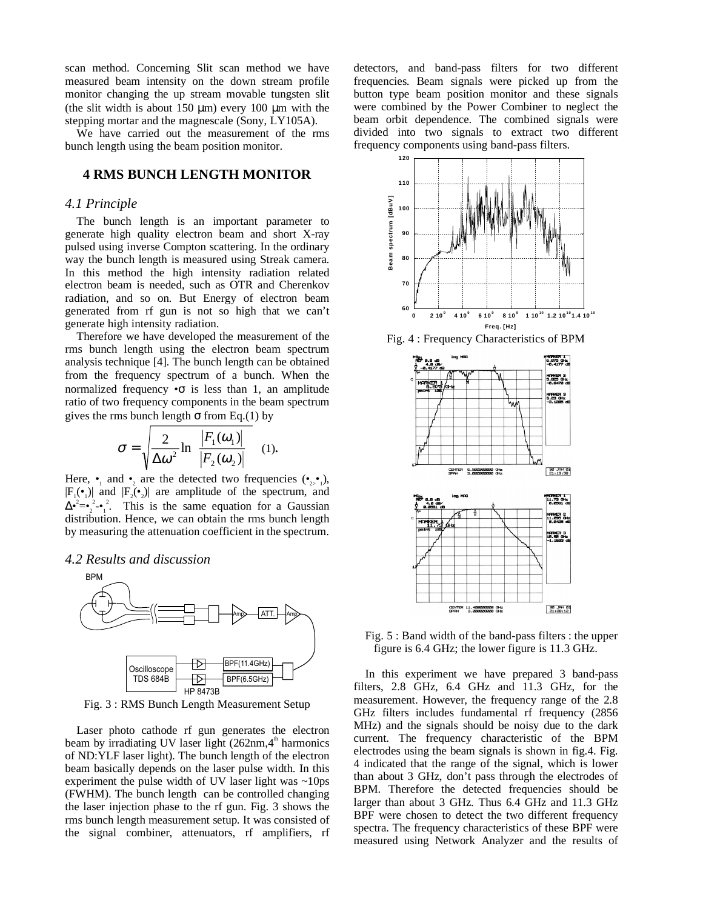scan method. Concerning Slit scan method we have measured beam intensity on the down stream profile monitor changing the up stream movable tungsten slit (the slit width is about 150 μm) every 100 μm with the stepping mortar and the magnescale (Sony, LY105A).

We have carried out the measurement of the rms bunch length using the beam position monitor.

## 4 RMS BUNCH LENGTH MONITOR

### *4.1 Principle*

The bunch length is an important parameter to generate high quality electron beam and short X-ray pulsed using inverse Compton scattering. In the ordinary way the bunch length is measured using Streak camera. In this method the high intensity radiation related electron beam is needed, such as OTR and Cherenkov radiation, and so on. But Energy of electron beam generated from rf gun is not so high that we can't generate high intensity radiation.

Therefore we have developed the measurement of the rms bunch length using the electron beam spectrum analysis technique [4]. The bunch length can be obtained from the frequency spectrum of a bunch. When the normalized frequency $\omega\sigma$ is less than 1, an amplitude ratio of two frequency components in the beam spectrum gives the rms bunch length $\sigma$ from Eq.(1) by

$$\sigma = \sqrt{\frac{2}{\Delta\omega^2}\ln\frac{|F_1(\omega_1)|}{|F_2(\omega_2)|}} \quad (1).$$

Here, $\omega_1$ and $\omega_2$ are the detected two frequencies ($\omega_2 > \omega_1$), $|F_1(\omega_1)|$ and $|F_2(\omega_2)|$ are amplitude of the spectrum, and $\Delta\omega^2 = \omega_2^2 - \omega_1^2$. This is the same equation for a Gaussian distribution. Hence, we can obtain the rms bunch length by measuring the attenuation coefficient in the spectrum.

### *4.2 Results and discussion*

Fig. 3 : RMS Bunch Length Measurement Setup

Laser photo cathode rf gun generates the electron beam by irradiating UV laser light (262nm, 4th harmonics of ND:YLF laser light). The bunch length of the electron beam basically depends on the laser pulse width. In this experiment the pulse width of UV laser light was ~10ps (FWHM). The bunch length can be controlled changing the laser injection phase to the rf gun. Fig. 3 shows the rms bunch length measurement setup. It was consisted of the signal combiner, attenuators, rf amplifiers, rf detectors, and band-pass filters for two different frequencies. Beam signals were picked up from the button type beam position monitor and these signals were combined by the Power Combiner to neglect the beam orbit dependence. The combined signals were divided into two signals to extract two different frequency components using band-pass filters.

Fig. 4 : Frequency Characteristics of BPM

Fig. 5 : Band width of the band-pass filters : the upper figure is 6.4 GHz; the lower figure is 11.3 GHz.

In this experiment we have prepared 3 band-pass filters, 2.8 GHz, 6.4 GHz and 11.3 GHz, for the measurement. However, the frequency range of the 2.8 GHz filters includes fundamental rf frequency (2856 MHz) and the signals should be noisy due to the dark current. The frequency characteristic of the BPM electrodes using the beam signals is shown in fig.4. Fig. 4 indicated that the range of the signal, which is lower than about 3 GHz, don't pass through the electrodes of BPM. Therefore the detected frequencies should be larger than about 3 GHz. Thus 6.4 GHz and 11.3 GHz BPF were chosen to detect the two different frequency spectra. The frequency characteristics of these BPF were measured using Network Analyzer and the results of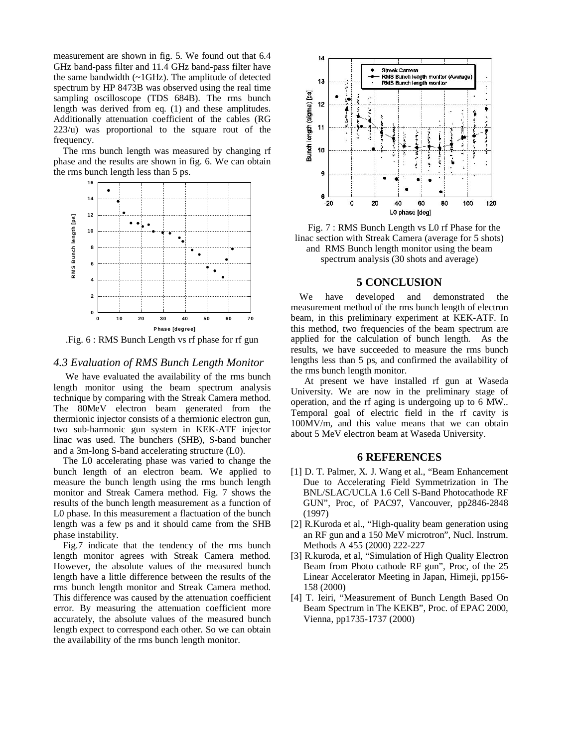measurement are shown in fig. 5. We found out that 6.4 GHz band-pass filter and 11.4 GHz band-pass filter have the same bandwidth (~1GHz). The amplitude of detected spectrum by HP 8473B was observed using the real time sampling oscilloscope (TDS 684B). The rms bunch length was derived from eq. (1) and these amplitudes. Additionally attenuation coefficient of the cables (RG 223/u) was proportional to the square rout of the frequency.

The rms bunch length was measured by changing rf phase and the results are shown in fig. 6. We can obtain the rms bunch length less than 5 ps.

RMS Bunch length [ps]
16
14
12
10
8
6
4
2
0
0 10 20 30 40 50 60 70
Phase [degree]

.Fig. 6 : RMS Bunch Length vs rf phase for rf gun

### *4.3 Evaluation of RMS Bunch Length Monitor*

We have evaluated the availability of the rms bunch length monitor using the beam spectrum analysis technique by comparing with the Streak Camera method. The 80MeV electron beam generated from the thermionic injector consists of a thermionic electron gun, two sub-harmonic gun system in KEK-ATF injector linac was used. The bunchers (SHB), S-band buncher and a 3m-long S-band accelerating structure (L0).

The L0 accelerating phase was varied to change the bunch length of an electron beam. We applied to measure the bunch length using the rms bunch length monitor and Streak Camera method. Fig. 7 shows the results of the bunch length measurement as a function of L0 phase. In this measurement a flactuation of the bunch length was a few ps and it should came from the SHB phase instability.

Fig.7 indicate that the tendency of the rms bunch length monitor agrees with Streak Camera method. However, the absolute values of the measured bunch length have a little difference between the results of the rms bunch length monitor and Streak Camera method. This difference was caused by the attenuation coefficient error. By measuring the attenuation coefficient more accurately, the absolute values of the measured bunch length expect to correspond each other. So we can obtain the availability of the rms bunch length monitor.

Bunch length (sigma) [ps]
14
13
12
11
10
9
8
-20 0 20 40 60 80 100 120
L0 phase [deg]
Streak Camera
RMS Bunch length monitor (Average)
RMS Bunch length monitor

Fig. 7 : RMS Bunch Length vs L0 rf Phase for the linac section with Streak Camera (average for 5 shots) and RMS Bunch length monitor using the beam spectrum analysis (30 shots and average)

## 5 CONCLUSION

We have developed and demonstrated the measurement method of the rms bunch length of electron beam, in this preliminary experiment at KEK-ATF. In this method, two frequencies of the beam spectrum are applied for the calculation of bunch length. As the results, we have succeeded to measure the rms bunch lengths less than 5 ps, and confirmed the availability of the rms bunch length monitor.

At present we have installed rf gun at Waseda University. We are now in the preliminary stage of operation, and the rf aging is undergoing up to 6 MW.. Temporal goal of electric field in the rf cavity is 100MV/m, and this value means that we can obtain about 5 MeV electron beam at Waseda University.

## 6 REFERENCES

[1] D. T. Palmer, X. J. Wang et al., “Beam Enhancement Due to Accelerating Field Symmetrization in The BNL/SLAC/UCLA 1.6 Cell S-Band Photocathode RF GUN”, Proc, of PAC97, Vancouver, pp2846-2848 (1997)

[2] R.Kuroda et al., “High-quality beam generation using an RF gun and a 150 MeV microtron”, Nucl. Instrum. Methods A 455 (2000) 222-227

[3] R.kuroda, et al, “Simulation of High Quality Electron Beam from Photo cathode RF gun”, Proc, of the 25 Linear Accelerator Meeting in Japan, Himeji, pp156-158 (2000)

[4] T. Ieiri, “Measurement of Bunch Length Based On Beam Spectrum in The KEKB”, Proc. of EPAC 2000, Vienna, pp1735-1737 (2000)